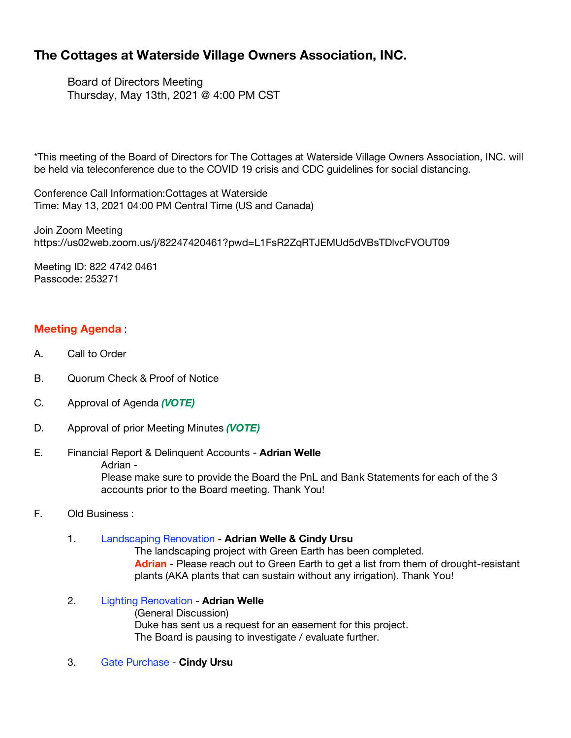# The Cottages at Waterside Village Owners Association, INC.

Board of Directors Meeting
Thursday, May 13th, 2021 @ 4:00 PM CST

*This meeting of the Board of Directors for The Cottages at Waterside Village Owners Association, INC. will be held via teleconference due to the COVID 19 crisis and CDC guidelines for social distancing.

Conference Call Information:Cottages at Waterside
Time: May 13, 2021 04:00 PM Central Time (US and Canada)

Join Zoom Meeting
https://us02web.zoom.us/j/82247420461?pwd=L1FsR2ZqRTJEMUd5dVBsTDlvcFVOUT09

Meeting ID: 822 4742 0461
Passcode: 253271

## Meeting Agenda :

A. Call to Order

B. Quorum Check & Proof of Notice

C. Approval of Agenda ***(VOTE)***

D. Approval of prior Meeting Minutes ***(VOTE)***

E. Financial Report & Delinquent Accounts - **Adrian Welle**
   Adrian -
   Please make sure to provide the Board the PnL and Bank Statements for each of the 3 accounts prior to the Board meeting. Thank You!

F. Old Business :

   1. Landscaping Renovation - **Adrian Welle & Cindy Ursu**
      The landscaping project with Green Earth has been completed.
      **Adrian** - Please reach out to Green Earth to get a list from them of drought-resistant plants (AKA plants that can sustain without any irrigation). Thank You!

   2. Lighting Renovation - **Adrian Welle**
      (General Discussion)
      Duke has sent us a request for an easement for this project.
      The Board is pausing to investigate / evaluate further.

   3. Gate Purchase - **Cindy Ursu**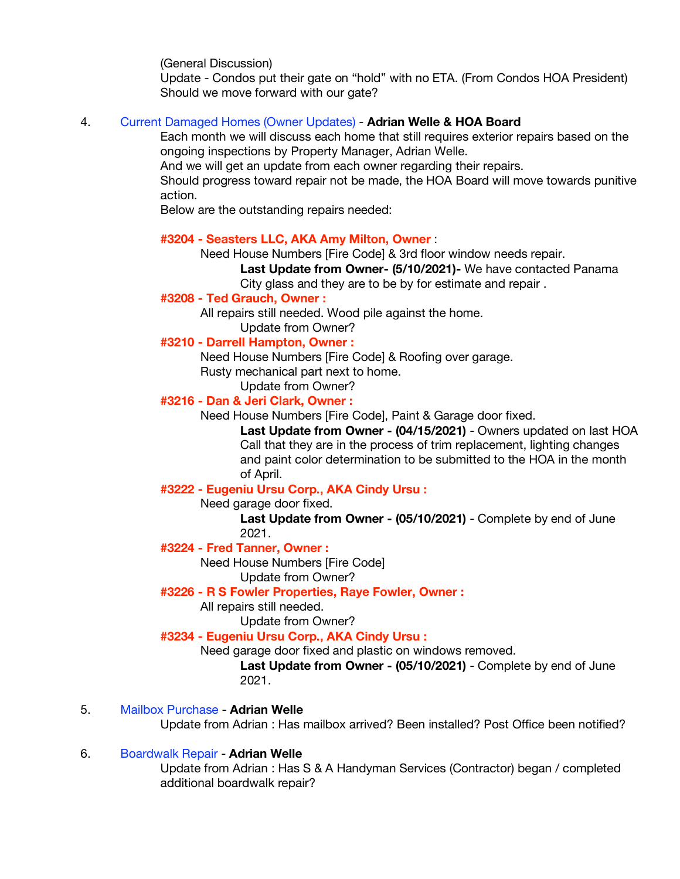(General Discussion)
Update - Condos put their gate on “hold” with no ETA. (From Condos HOA President)
Should we move forward with our gate?

4. Current Damaged Homes (Owner Updates) - **Adrian Welle & HOA Board**

Each month we will discuss each home that still requires exterior repairs based on the ongoing inspections by Property Manager, Adrian Welle.
And we will get an update from each owner regarding their repairs.
Should progress toward repair not be made, the HOA Board will move towards punitive action.
Below are the outstanding repairs needed:

**#3204 - Seasters LLC, AKA Amy Milton, Owner** :
Need House Numbers [Fire Code] & 3rd floor window needs repair.
**Last Update from Owner- (5/10/2021)-** We have contacted Panama City glass and they are to be by for estimate and repair .

**#3208 - Ted Grauch, Owner :**
All repairs still needed. Wood pile against the home.
Update from Owner?

**#3210 - Darrell Hampton, Owner :**
Need House Numbers [Fire Code] & Roofing over garage.
Rusty mechanical part next to home.
Update from Owner?

**#3216 - Dan & Jeri Clark, Owner :**
Need House Numbers [Fire Code], Paint & Garage door fixed.
**Last Update from Owner - (04/15/2021)** - Owners updated on last HOA Call that they are in the process of trim replacement, lighting changes and paint color determination to be submitted to the HOA in the month of April.

**#3222 - Eugeniu Ursu Corp., AKA Cindy Ursu :**
Need garage door fixed.
**Last Update from Owner - (05/10/2021)** - Complete by end of June 2021.

**#3224 - Fred Tanner, Owner :**
Need House Numbers [Fire Code]
Update from Owner?

**#3226 - R S Fowler Properties, Raye Fowler, Owner :**
All repairs still needed.
Update from Owner?

**#3234 - Eugeniu Ursu Corp., AKA Cindy Ursu :**
Need garage door fixed and plastic on windows removed.
**Last Update from Owner - (05/10/2021)** - Complete by end of June 2021.

5. Mailbox Purchase - **Adrian Welle**

Update from Adrian : Has mailbox arrived? Been installed? Post Office been notified?

6. Boardwalk Repair - **Adrian Welle**

Update from Adrian : Has S & A Handyman Services (Contractor) began / completed additional boardwalk repair?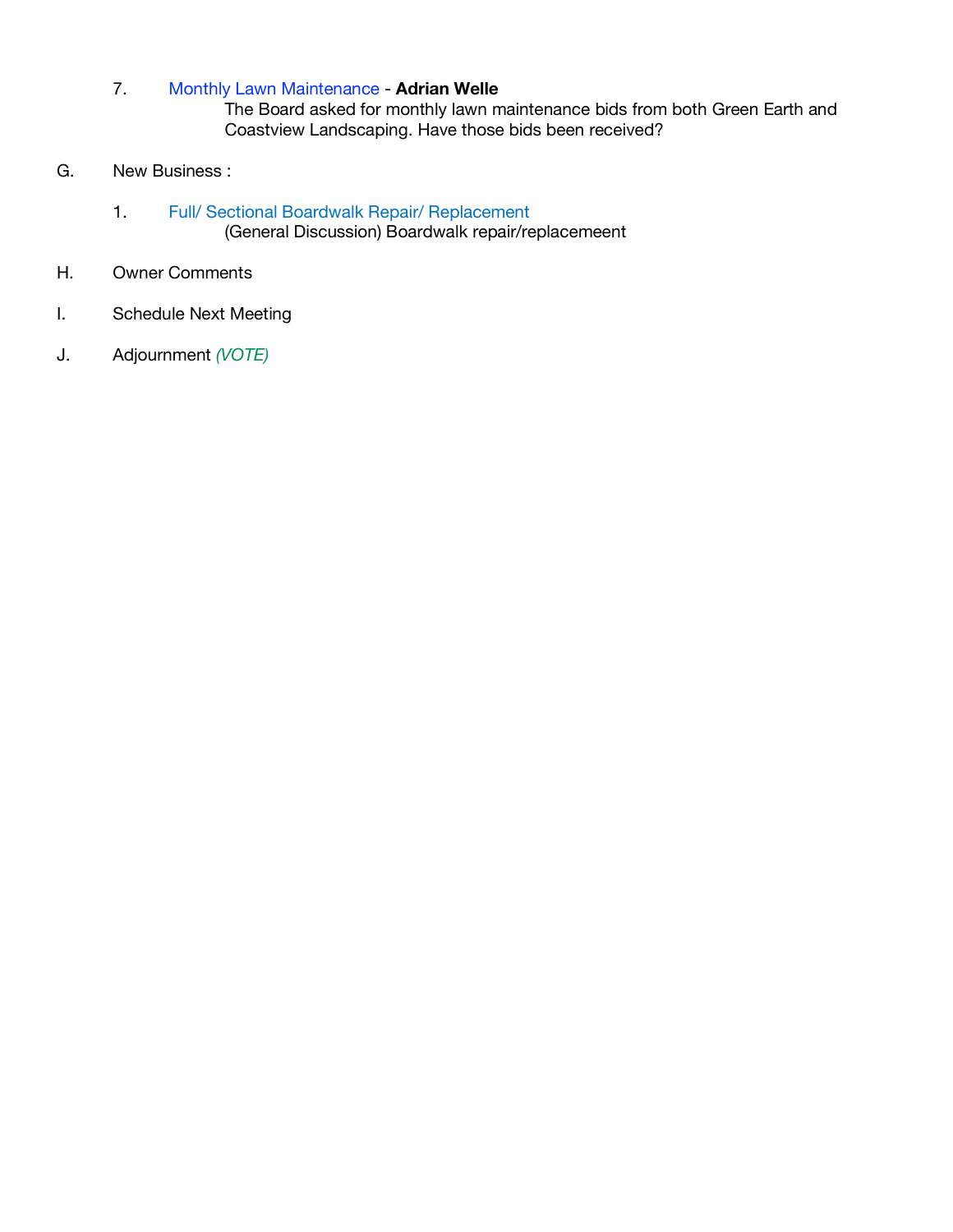7. Monthly Lawn Maintenance - **Adrian Welle**

   The Board asked for monthly lawn maintenance bids from both Green Earth and Coastview Landscaping. Have those bids been received?

G. New Business :

1. Full/ Sectional Boardwalk Repair/ Replacement

   (General Discussion) Boardwalk repair/replacemeent

H. Owner Comments

I. Schedule Next Meeting

J. Adjournment *(VOTE)*